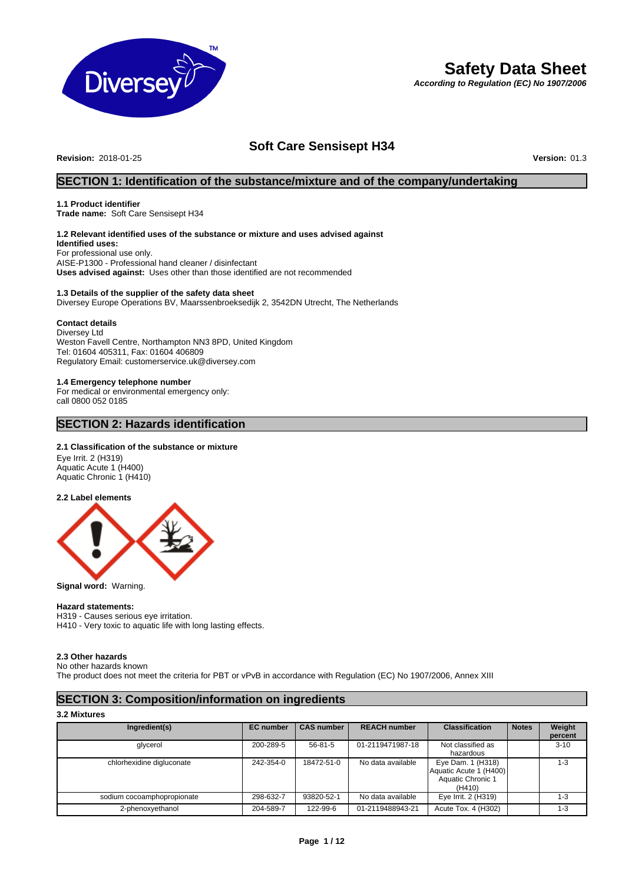# Safety Data Sheet

***According to Regulation (EC) No 1907/2006***

## Soft Care Sensisept H34

**Revision:** 2018-01-25 **Version:** 01.3

## SECTION 1: Identification of the substance/mixture and of the company/undertaking

### 1.1 Product identifier

**Trade name:** Soft Care Sensisept H34

### 1.2 Relevant identified uses of the substance or mixture and uses advised against

**Identified uses:**
For professional use only.
AISE-P1300 - Professional hand cleaner / disinfectant
**Uses advised against:** Uses other than those identified are not recommended

### 1.3 Details of the supplier of the safety data sheet

Diversey Europe Operations BV, Maarssenbroeksedijk 2, 3542DN Utrecht, The Netherlands

**Contact details**
Diversey Ltd
Weston Favell Centre, Northampton NN3 8PD, United Kingdom
Tel: 01604 405311, Fax: 01604 406809
Regulatory Email: customerservice.uk@diversey.com

### 1.4 Emergency telephone number

For medical or environmental emergency only:
call 0800 052 0185

## SECTION 2: Hazards identification

### 2.1 Classification of the substance or mixture

Eye Irrit. 2 (H319)
Aquatic Acute 1 (H400)
Aquatic Chronic 1 (H410)

### 2.2 Label elements

**Signal word:** Warning.

**Hazard statements:**
H319 - Causes serious eye irritation.
H410 - Very toxic to aquatic life with long lasting effects.

### 2.3 Other hazards

No other hazards known
The product does not meet the criteria for PBT or vPvB in accordance with Regulation (EC) No 1907/2006, Annex XIII

## SECTION 3: Composition/information on ingredients

### 3.2 Mixtures

| Ingredient(s) | EC number | CAS number | REACH number | Classification | Notes | Weight percent |
|---|---|---|---|---|---|---|
| glycerol | 200-289-5 | 56-81-5 | 01-2119471987-18 | Not classified as hazardous | | 3-10 |
| chlorhexidine digluconate | 242-354-0 | 18472-51-0 | No data available | Aquatic Acute 1 (H400) Aquatic Chronic 1 (H410) | | 1-3 |
| sodium cocoamphopropionate | 298-632-7 | 93820-52-1 | No data available | Eye Irrit. 2 (H319) | | 1-3 |
| 2-phenoxyethanol | 204-589-7 | 122-99-6 | 01-2119488943-21 | Acute Tox. 4 (H302) | | 1-3 |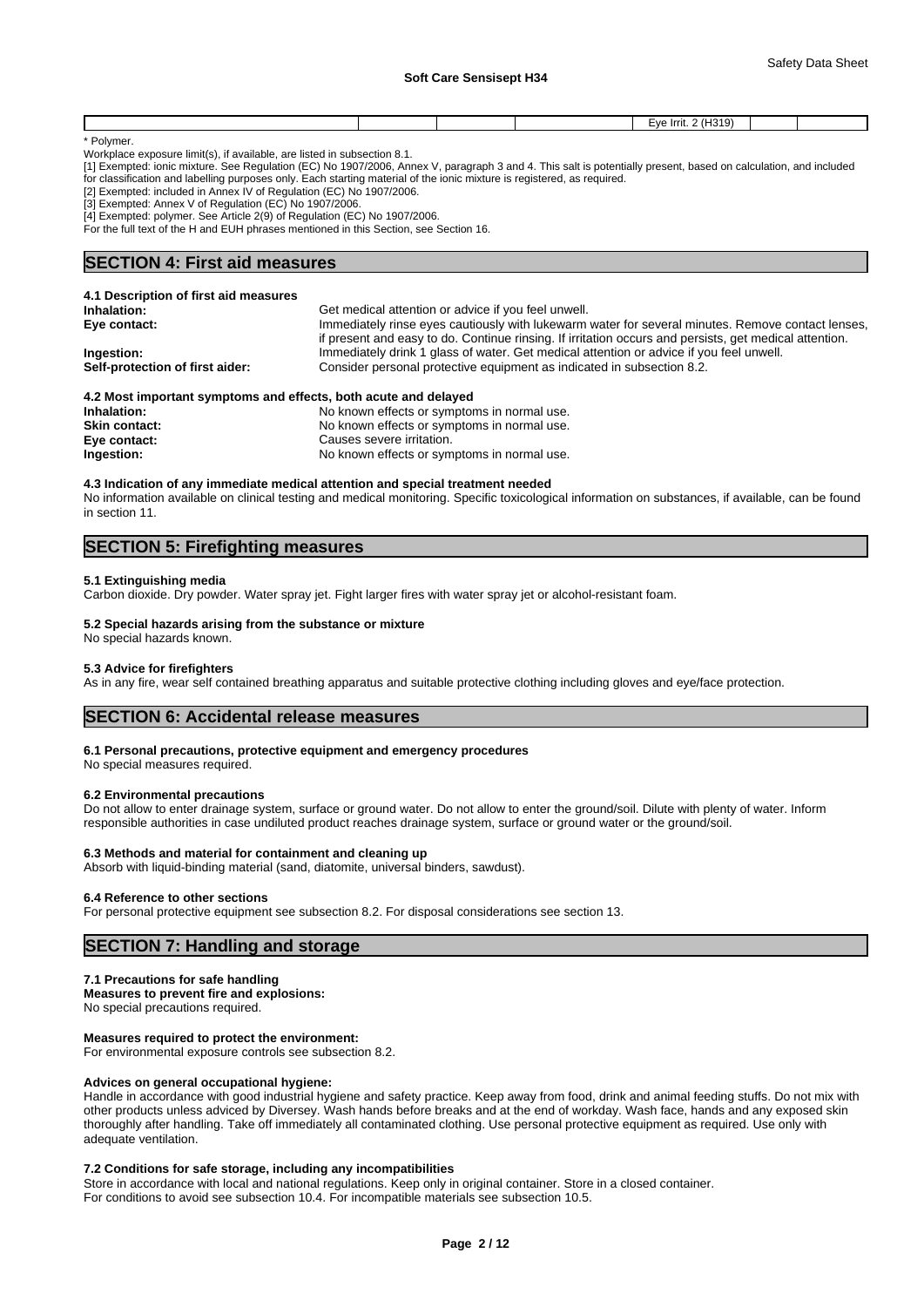| | | | | Eye Irrit. 2 (H319) | | |
|---|---|---|---|---|---|---|

\* Polymer.

Workplace exposure limit(s), if available, are listed in subsection 8.1.

[1] Exempted: ionic mixture. See Regulation (EC) No 1907/2006, Annex V, paragraph 3 and 4. This salt is potentially present, based on calculation, and included for classification and labelling purposes only. Each starting material of the ionic mixture is registered, as required.

[2] Exempted: included in Annex IV of Regulation (EC) No 1907/2006.

[3] Exempted: Annex V of Regulation (EC) No 1907/2006.

[4] Exempted: polymer. See Article 2(9) of Regulation (EC) No 1907/2006.

For the full text of the H and EUH phrases mentioned in this Section, see Section 16.

## SECTION 4: First aid measures

### 4.1 Description of first aid measures

**Inhalation:** Get medical attention or advice if you feel unwell.

**Eye contact:** Immediately rinse eyes cautiously with lukewarm water for several minutes. Remove contact lenses, if present and easy to do. Continue rinsing. If irritation occurs and persists, get medical attention.

**Ingestion:** Immediately drink 1 glass of water. Get medical attention or advice if you feel unwell.

**Self-protection of first aider:** Consider personal protective equipment as indicated in subsection 8.2.

### 4.2 Most important symptoms and effects, both acute and delayed

**Inhalation:** No known effects or symptoms in normal use.

**Skin contact:** No known effects or symptoms in normal use.

**Eye contact:** Causes severe irritation.

**Ingestion:** No known effects or symptoms in normal use.

### 4.3 Indication of any immediate medical attention and special treatment needed

No information available on clinical testing and medical monitoring. Specific toxicological information on substances, if available, can be found in section 11.

## SECTION 5: Firefighting measures

### 5.1 Extinguishing media

Carbon dioxide. Dry powder. Water spray jet. Fight larger fires with water spray jet or alcohol-resistant foam.

### 5.2 Special hazards arising from the substance or mixture

No special hazards known.

### 5.3 Advice for firefighters

As in any fire, wear self contained breathing apparatus and suitable protective clothing including gloves and eye/face protection.

## SECTION 6: Accidental release measures

### 6.1 Personal precautions, protective equipment and emergency procedures

No special measures required.

### 6.2 Environmental precautions

Do not allow to enter drainage system, surface or ground water. Do not allow to enter the ground/soil. Dilute with plenty of water. Inform responsible authorities in case undiluted product reaches drainage system, surface or ground water or the ground/soil.

### 6.3 Methods and material for containment and cleaning up

Absorb with liquid-binding material (sand, diatomite, universal binders, sawdust).

### 6.4 Reference to other sections

For personal protective equipment see subsection 8.2. For disposal considerations see section 13.

## SECTION 7: Handling and storage

### 7.1 Precautions for safe handling

**Measures to prevent fire and explosions:**

No special precautions required.

**Measures required to protect the environment:**

For environmental exposure controls see subsection 8.2.

**Advices on general occupational hygiene:**

Handle in accordance with good industrial hygiene and safety practice. Keep away from food, drink and animal feeding stuffs. Do not mix with other products unless adviced by Diversey. Wash hands before breaks and at the end of workday. Wash face, hands and any exposed skin thoroughly after handling. Take off immediately all contaminated clothing. Use personal protective equipment as required. Use only with adequate ventilation.

### 7.2 Conditions for safe storage, including any incompatibilities

Store in accordance with local and national regulations. Keep only in original container. Store in a closed container.
For conditions to avoid see subsection 10.4. For incompatible materials see subsection 10.5.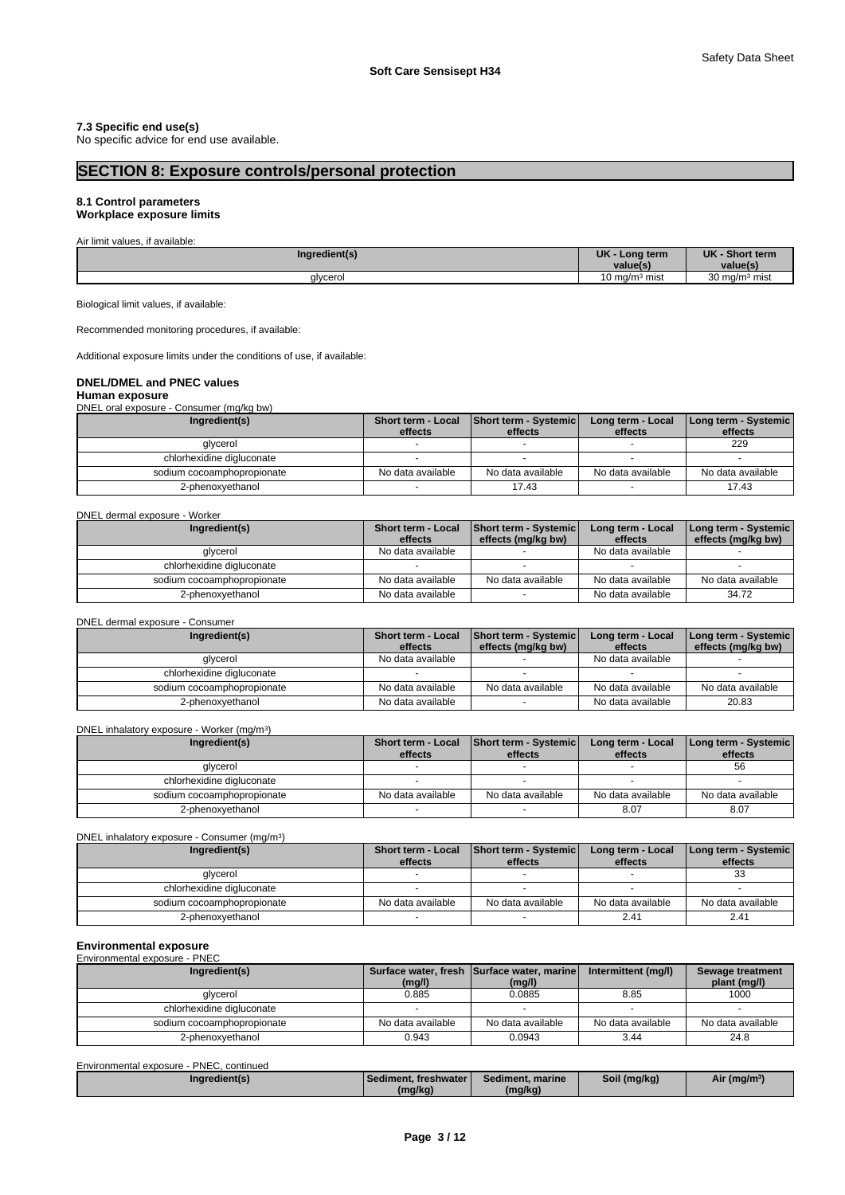### 7.3 Specific end use(s)

No specific advice for end use available.

## SECTION 8: Exposure controls/personal protection

### 8.1 Control parameters
**Workplace exposure limits**

Air limit values, if available:

| Ingredient(s) | UK - Long term value(s) | UK - Short term value(s) |
|---|---|---|
| glycerol | 10 mg/m³ mist | 30 mg/m³ mist |

Biological limit values, if available:

Recommended monitoring procedures, if available:

Additional exposure limits under the conditions of use, if available:

**DNEL/DMEL and PNEC values**

**Human exposure**

DNEL oral exposure - Consumer (mg/kg bw)

| Ingredient(s) | Short term - Local effects | Short term - Systemic effects | Long term - Local effects | Long term - Systemic effects |
|---|---|---|---|---|
| glycerol | - | - | - | 229 |
| chlorhexidine digluconate | - | - | - | - |
| sodium cocoamphopropionate | No data available | No data available | No data available | No data available |
| 2-phenoxyethanol | - | 17.43 | - | 17.43 |

DNEL dermal exposure - Worker

| Ingredient(s) | Short term - Local effects | Short term - Systemic effects (mg/kg bw) | Long term - Local effects | Long term - Systemic effects (mg/kg bw) |
|---|---|---|---|---|
| glycerol | No data available | - | No data available | - |
| chlorhexidine digluconate | - | - | - | - |
| sodium cocoamphopropionate | No data available | No data available | No data available | No data available |
| 2-phenoxyethanol | No data available | - | No data available | 34.72 |

DNEL dermal exposure - Consumer

| Ingredient(s) | Short term - Local effects | Short term - Systemic effects (mg/kg bw) | Long term - Local effects | Long term - Systemic effects (mg/kg bw) |
|---|---|---|---|---|
| glycerol | No data available | - | No data available | - |
| chlorhexidine digluconate | - | - | - | - |
| sodium cocoamphopropionate | No data available | No data available | No data available | No data available |
| 2-phenoxyethanol | No data available | - | No data available | 20.83 |

DNEL inhalatory exposure - Worker (mg/m³)

| Ingredient(s) | Short term - Local effects | Short term - Systemic effects | Long term - Local effects | Long term - Systemic effects |
|---|---|---|---|---|
| glycerol | - | - | - | 56 |
| chlorhexidine digluconate | - | - | - | - |
| sodium cocoamphopropionate | No data available | No data available | No data available | No data available |
| 2-phenoxyethanol | - | - | 8.07 | 8.07 |

DNEL inhalatory exposure - Consumer (mg/m³)

| Ingredient(s) | Short term - Local effects | Short term - Systemic effects | Long term - Local effects | Long term - Systemic effects |
|---|---|---|---|---|
| glycerol | - | - | - | 33 |
| chlorhexidine digluconate | - | - | - | - |
| sodium cocoamphopropionate | No data available | No data available | No data available | No data available |
| 2-phenoxyethanol | - | - | 2.41 | 2.41 |

**Environmental exposure**

Environmental exposure - PNEC

| Ingredient(s) | Surface water, fresh (mg/l) | Surface water, marine (mg/l) | Intermittent (mg/l) | Sewage treatment plant (mg/l) |
|---|---|---|---|---|
| glycerol | 0.885 | 0.0885 | 8.85 | 1000 |
| chlorhexidine digluconate | - | - | - | - |
| sodium cocoamphopropionate | No data available | No data available | No data available | No data available |
| 2-phenoxyethanol | 0.943 | 0.0943 | 3.44 | 24.8 |

Environmental exposure - PNEC, continued

| Ingredient(s) | Sediment, freshwater (mg/kg) | Sediment, marine (mg/kg) | Soil (mg/kg) | Air (mg/m³) |
|---|---|---|---|---|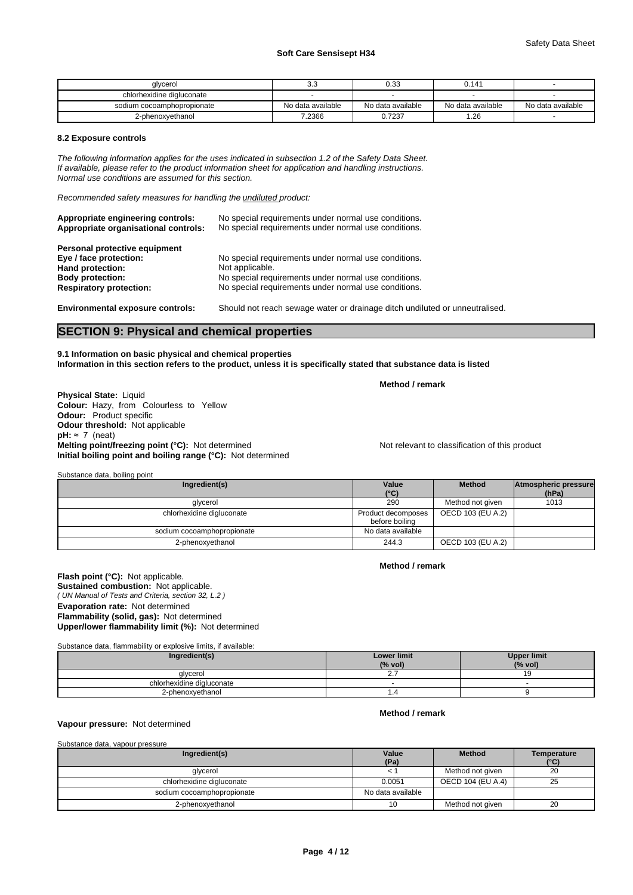| glycerol | 3.3 | 0.33 | 0.141 | - |
|---|---|---|---|---|
| chlorhexidine digluconate | - | - | - | - |
| sodium cocoamphopropionate | No data available | No data available | No data available | No data available |
| 2-phenoxyethanol | 7.2366 | 0.7237 | 1.26 | - |

#### 8.2 Exposure controls

*The following information applies for the uses indicated in subsection 1.2 of the Safety Data Sheet.*
*If available, please refer to the product information sheet for application and handling instructions.*
*Normal use conditions are assumed for this section.*

*Recommended safety measures for handling the undiluted product:*

**Appropriate engineering controls:** No special requirements under normal use conditions.
**Appropriate organisational controls:** No special requirements under normal use conditions.

**Personal protective equipment**
**Eye / face protection:** No special requirements under normal use conditions.
**Hand protection:** Not applicable.
**Body protection:** No special requirements under normal use conditions.
**Respiratory protection:** No special requirements under normal use conditions.

**Environmental exposure controls:** Should not reach sewage water or drainage ditch undiluted or unneutralised.

## SECTION 9: Physical and chemical properties

**9.1 Information on basic physical and chemical properties**
**Information in this section refers to the product, unless it is specifically stated that substance data is listed**

**Method / remark**

**Physical State:** Liquid
**Colour:** Hazy, from Colourless to Yellow
**Odour:** Product specific
**Odour threshold:** Not applicable
**pH:** ≈ 7 (neat)
**Melting point/freezing point (°C):** Not determined — Not relevant to classification of this product
**Initial boiling point and boiling range (°C):** Not determined

Substance data, boiling point

| Ingredient(s) | Value (°C) | Method | Atmospheric pressure (hPa) |
|---|---|---|---|
| glycerol | 290 | Method not given | 1013 |
| chlorhexidine digluconate | Product decomposes before boiling | OECD 103 (EU A.2) | |
| sodium cocoamphopropionate | No data available | | |
| 2-phenoxyethanol | 244.3 | OECD 103 (EU A.2) | |

**Method / remark**

**Flash point (°C):** Not applicable.
**Sustained combustion:** Not applicable.
*( UN Manual of Tests and Criteria, section 32, L.2 )*
**Evaporation rate:** Not determined
**Flammability (solid, gas):** Not determined
**Upper/lower flammability limit (%):** Not determined

Substance data, flammability or explosive limits, if available:

| Ingredient(s) | Lower limit (% vol) | Upper limit (% vol) |
|---|---|---|
| glycerol | 2.7 | 19 |
| chlorhexidine digluconate | - | - |
| 2-phenoxyethanol | 1.4 | 9 |

**Method / remark**

**Vapour pressure:** Not determined

Substance data, vapour pressure

| Ingredient(s) | Value (Pa) | Method | Temperature (°C) |
|---|---|---|---|
| glycerol | < 1 | Method not given | 20 |
| chlorhexidine digluconate | 0.0051 | OECD 104 (EU A.4) | 25 |
| sodium cocoamphopropionate | No data available | | |
| 2-phenoxyethanol | 10 | Method not given | 20 |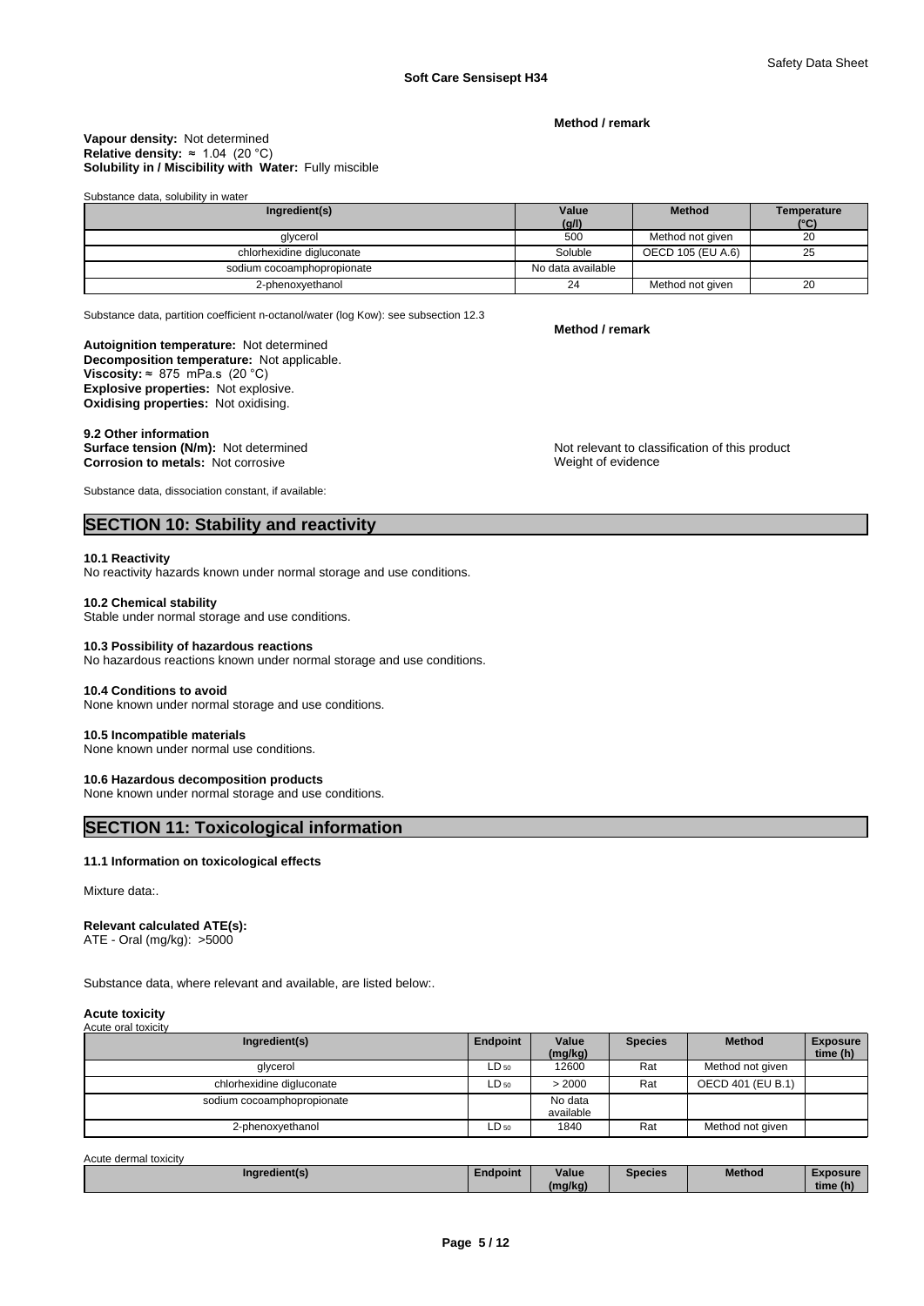**Method / remark**

**Vapour density:** Not determined
**Relative density:** ≈ 1.04 (20 °C)
**Solubility in / Miscibility with Water:** Fully miscible

Substance data, solubility in water

| Ingredient(s) | Value (g/l) | Method | Temperature (°C) |
|---|---|---|---|
| glycerol | 500 | Method not given | 20 |
| chlorhexidine digluconate | Soluble | OECD 105 (EU A.6) | 25 |
| sodium cocoamphopropionate | No data available | | |
| 2-phenoxyethanol | 24 | Method not given | 20 |

Substance data, partition coefficient n-octanol/water (log Kow): see subsection 12.3

**Method / remark**

**Autoignition temperature:** Not determined
**Decomposition temperature:** Not applicable.
**Viscosity:** ≈ 875 mPa.s (20 °C)
**Explosive properties:** Not explosive.
**Oxidising properties:** Not oxidising.

**9.2 Other information**
**Surface tension (N/m):** Not determined — Not relevant to classification of this product
**Corrosion to metals:** Not corrosive — Weight of evidence

Substance data, dissociation constant, if available:

## SECTION 10: Stability and reactivity

**10.1 Reactivity**
No reactivity hazards known under normal storage and use conditions.

**10.2 Chemical stability**
Stable under normal storage and use conditions.

**10.3 Possibility of hazardous reactions**
No hazardous reactions known under normal storage and use conditions.

**10.4 Conditions to avoid**
None known under normal storage and use conditions.

**10.5 Incompatible materials**
None known under normal use conditions.

**10.6 Hazardous decomposition products**
None known under normal storage and use conditions.

## SECTION 11: Toxicological information

**11.1 Information on toxicological effects**

Mixture data:.

**Relevant calculated ATE(s):**
ATE - Oral (mg/kg): >5000

Substance data, where relevant and available, are listed below:.

**Acute toxicity**
Acute oral toxicity

| Ingredient(s) | Endpoint | Value (mg/kg) | Species | Method | Exposure time (h) |
|---|---|---|---|---|---|
| glycerol | $LD_{50}$ | 12600 | Rat | Method not given | |
| chlorhexidine digluconate | $LD_{50}$ | > 2000 | Rat | OECD 401 (EU B.1) | |
| sodium cocoamphopropionate | | No data available | | | |
| 2-phenoxyethanol | $LD_{50}$ | 1840 | Rat | Method not given | |

Acute dermal toxicity

| Ingredient(s) | Endpoint | Value (mg/kg) | Species | Method | Exposure time (h) |
|---|---|---|---|---|---|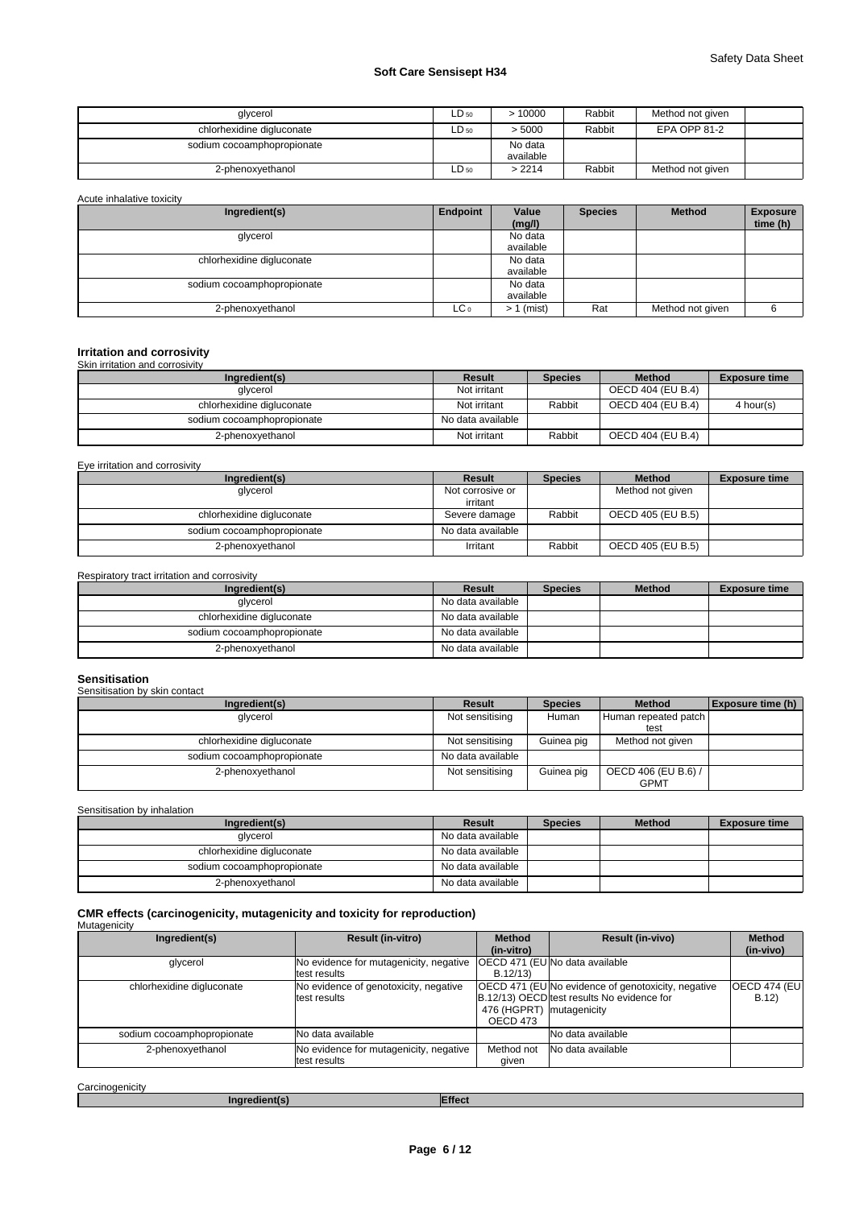| glycerol | $LD_{50}$ | > 10000 | Rabbit | Method not given | |
|---|---|---|---|---|---|
| chlorhexidine digluconate | $LD_{50}$ | > 5000 | Rabbit | EPA OPP 81-2 | |
| sodium cocoamphopropionate | | No data available | | | |
| 2-phenoxyethanol | $LD_{50}$ | > 2214 | Rabbit | Method not given | |

Acute inhalative toxicity

| Ingredient(s) | Endpoint | Value (mg/l) | Species | Method | Exposure time (h) |
|---|---|---|---|---|---|
| glycerol | | No data available | | | |
| chlorhexidine digluconate | | No data available | | | |
| sodium cocoamphopropionate | | No data available | | | |
| 2-phenoxyethanol | $LC_0$ | > 1 (mist) | Rat | Method not given | 6 |

### Irritation and corrosivity

Skin irritation and corrosivity

| Ingredient(s) | Result | Species | Method | Exposure time |
|---|---|---|---|---|
| glycerol | Not irritant | | OECD 404 (EU B.4) | |
| chlorhexidine digluconate | Not irritant | Rabbit | OECD 404 (EU B.4) | 4 hour(s) |
| sodium cocoamphopropionate | No data available | | | |
| 2-phenoxyethanol | Not irritant | Rabbit | OECD 404 (EU B.4) | |

Eye irritation and corrosivity

| Ingredient(s) | Result | Species | Method | Exposure time |
|---|---|---|---|---|
| glycerol | Not corrosive or irritant | | Method not given | |
| chlorhexidine digluconate | Severe damage | Rabbit | OECD 405 (EU B.5) | |
| sodium cocoamphopropionate | No data available | | | |
| 2-phenoxyethanol | Irritant | Rabbit | OECD 405 (EU B.5) | |

Respiratory tract irritation and corrosivity

| Ingredient(s) | Result | Species | Method | Exposure time |
|---|---|---|---|---|
| glycerol | No data available | | | |
| chlorhexidine digluconate | No data available | | | |
| sodium cocoamphopropionate | No data available | | | |
| 2-phenoxyethanol | No data available | | | |

### Sensitisation

Sensitisation by skin contact

| Ingredient(s) | Result | Species | Method | Exposure time (h) |
|---|---|---|---|---|
| glycerol | Not sensitising | Human | Human repeated patch test | |
| chlorhexidine digluconate | Not sensitising | Guinea pig | Method not given | |
| sodium cocoamphopropionate | No data available | | | |
| 2-phenoxyethanol | Not sensitising | Guinea pig | OECD 406 (EU B.6) / GPMT | |

Sensitisation by inhalation

| Ingredient(s) | Result | Species | Method | Exposure time |
|---|---|---|---|---|
| glycerol | No data available | | | |
| chlorhexidine digluconate | No data available | | | |
| sodium cocoamphopropionate | No data available | | | |
| 2-phenoxyethanol | No data available | | | |

### CMR effects (carcinogenicity, mutagenicity and toxicity for reproduction)

Mutagenicity

| Ingredient(s) | Result (in-vitro) | Method (in-vitro) | Result (in-vivo) | Method (in-vivo) |
|---|---|---|---|---|
| glycerol | No evidence for mutagenicity, negative test results | OECD 471 (EU B.12/13) | No data available | |
| chlorhexidine digluconate | No evidence of genotoxicity, negative test results | OECD 471 (EU B.12/13) OECD 476 (HGPRT) OECD 473 | No evidence of genotoxicity, negative test results No evidence for mutagenicity | OECD 474 (EU B.12) |
| sodium cocoamphopropionate | No data available | | No data available | |
| 2-phenoxyethanol | No evidence for mutagenicity, negative test results | Method not given | No data available | |

Carcinogenicity

| Ingredient(s) | Effect |
|---|---|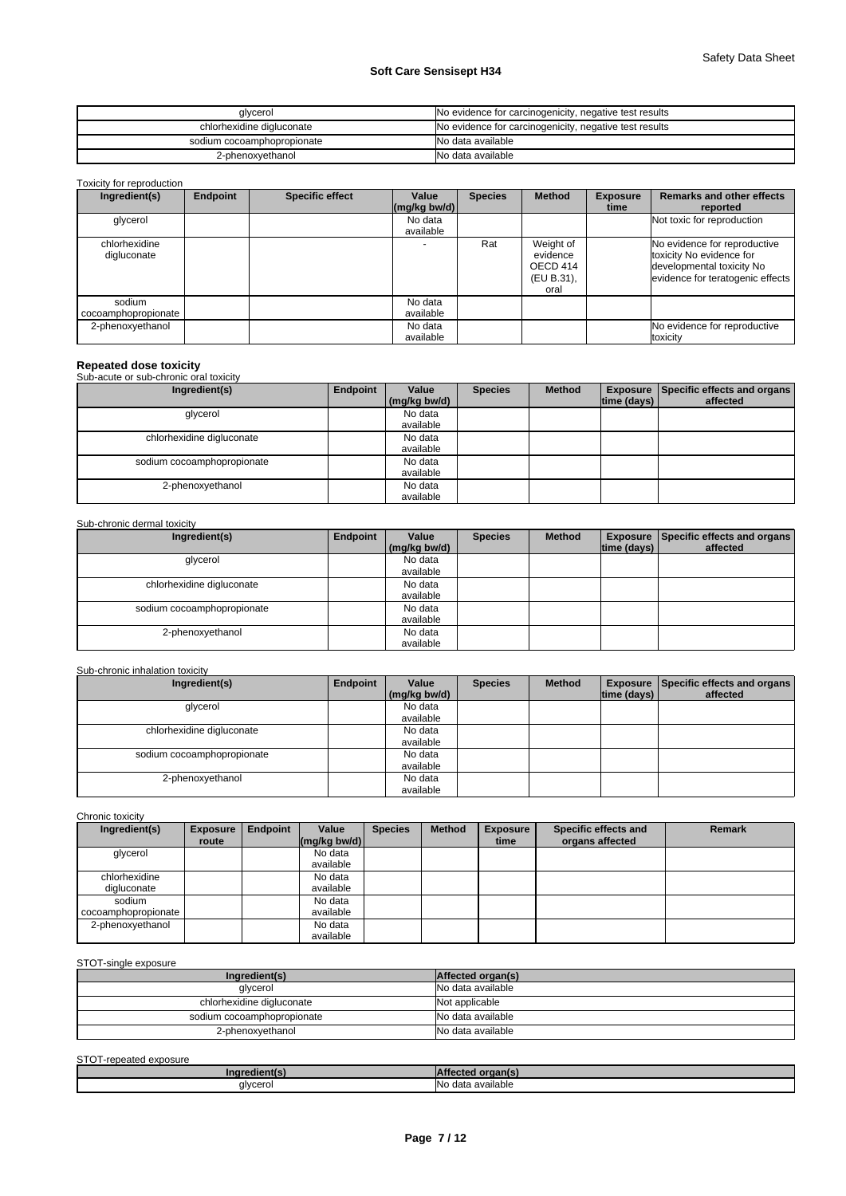| glycerol | No evidence for carcinogenicity, negative test results |
| --- | --- |
| chlorhexidine digluconate | No evidence for carcinogenicity, negative test results |
| sodium cocoamphopropionate | No data available |
| 2-phenoxyethanol | No data available |

Toxicity for reproduction

| Ingredient(s) | Endpoint | Specific effect | Value (mg/kg bw/d) | Species | Method | Exposure time | Remarks and other effects reported |
| --- | --- | --- | --- | --- | --- | --- | --- |
| glycerol | | | No data available | | | | Not toxic for reproduction |
| chlorhexidine digluconate | | | - | Rat | Weight of evidence OECD 414 (EU B.31), oral | | No evidence for reproductive toxicity No evidence for developmental toxicity No evidence for teratogenic effects |
| sodium cocoamphopropionate | | | No data available | | | | |
| 2-phenoxyethanol | | | No data available | | | | No evidence for reproductive toxicity |

**Repeated dose toxicity**

Sub-acute or sub-chronic oral toxicity

| Ingredient(s) | Endpoint | Value (mg/kg bw/d) | Species | Method | Exposure time (days) | Specific effects and organs affected |
| --- | --- | --- | --- | --- | --- | --- |
| glycerol | | No data available | | | | |
| chlorhexidine digluconate | | No data available | | | | |
| sodium cocoamphopropionate | | No data available | | | | |
| 2-phenoxyethanol | | No data available | | | | |

Sub-chronic dermal toxicity

| Ingredient(s) | Endpoint | Value (mg/kg bw/d) | Species | Method | Exposure time (days) | Specific effects and organs affected |
| --- | --- | --- | --- | --- | --- | --- |
| glycerol | | No data available | | | | |
| chlorhexidine digluconate | | No data available | | | | |
| sodium cocoamphopropionate | | No data available | | | | |
| 2-phenoxyethanol | | No data available | | | | |

Sub-chronic inhalation toxicity

| Ingredient(s) | Endpoint | Value (mg/kg bw/d) | Species | Method | Exposure time (days) | Specific effects and organs affected |
| --- | --- | --- | --- | --- | --- | --- |
| glycerol | | No data available | | | | |
| chlorhexidine digluconate | | No data available | | | | |
| sodium cocoamphopropionate | | No data available | | | | |
| 2-phenoxyethanol | | No data available | | | | |

Chronic toxicity

| Ingredient(s) | Exposure route | Endpoint | Value (mg/kg bw/d) | Species | Method | Exposure time | Specific effects and organs affected | Remark |
| --- | --- | --- | --- | --- | --- | --- | --- | --- |
| glycerol | | | No data available | | | | | |
| chlorhexidine digluconate | | | No data available | | | | | |
| sodium cocoamphopropionate | | | No data available | | | | | |
| 2-phenoxyethanol | | | No data available | | | | | |

STOT-single exposure

| Ingredient(s) | Affected organ(s) |
| --- | --- |
| glycerol | No data available |
| chlorhexidine digluconate | Not applicable |
| sodium cocoamphopropionate | No data available |
| 2-phenoxyethanol | No data available |

STOT-repeated exposure

| Ingredient(s) | Affected organ(s) |
| --- | --- |
| glycerol | No data available |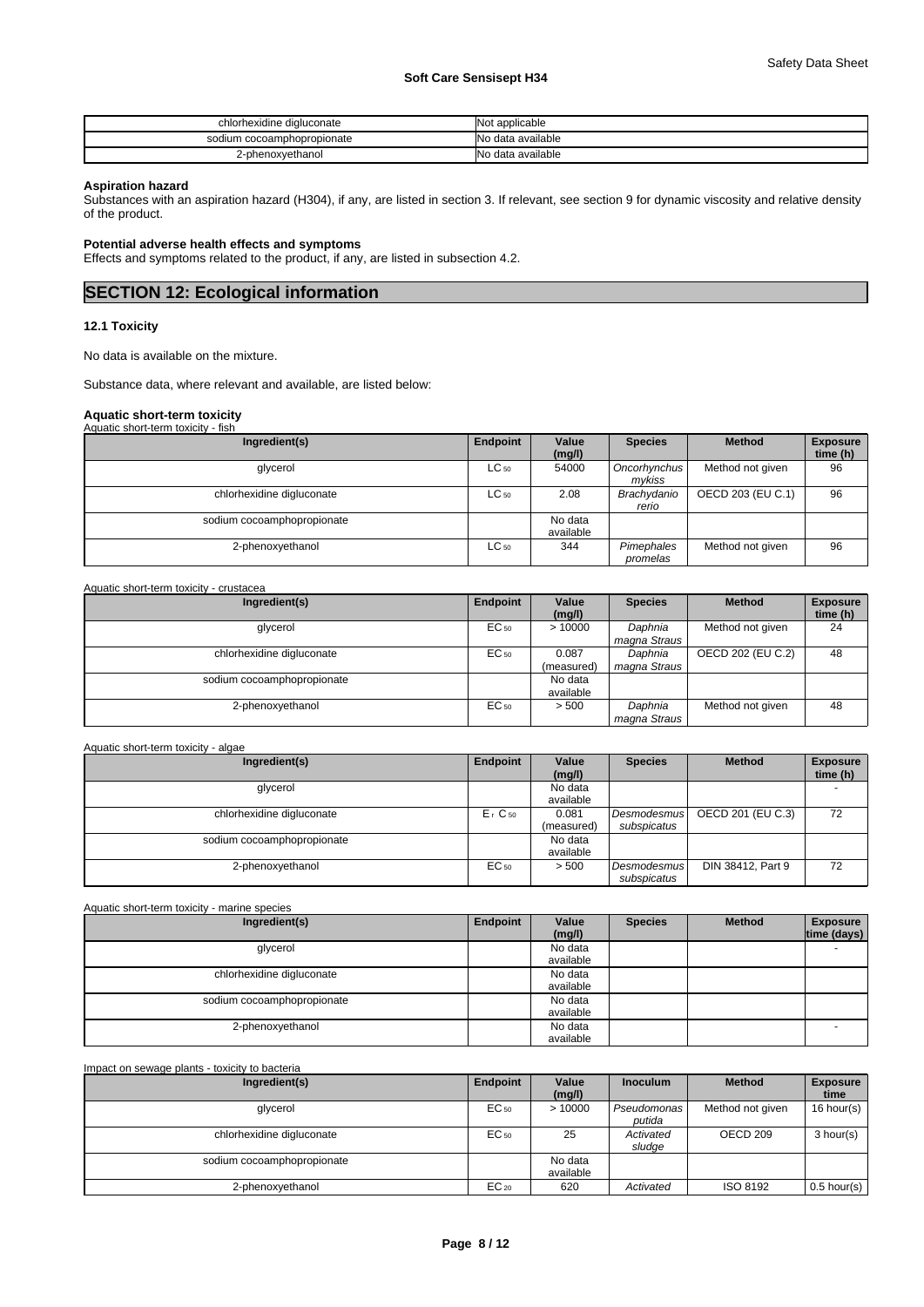| chlorhexidine digluconate | Not applicable |
|---|---|
| sodium cocoamphopropionate | No data available |
| 2-phenoxyethanol | No data available |

**Aspiration hazard**
Substances with an aspiration hazard (H304), if any, are listed in section 3. If relevant, see section 9 for dynamic viscosity and relative density of the product.

**Potential adverse health effects and symptoms**
Effects and symptoms related to the product, if any, are listed in subsection 4.2.

## SECTION 12: Ecological information

### 12.1 Toxicity

No data is available on the mixture.

Substance data, where relevant and available, are listed below:

**Aquatic short-term toxicity**

Aquatic short-term toxicity - fish

| Ingredient(s) | Endpoint | Value (mg/l) | Species | Method | Exposure time (h) |
|---|---|---|---|---|---|
| glycerol | $LC_{50}$ | 54000 | *Oncorhynchus mykiss* | Method not given | 96 |
| chlorhexidine digluconate | $LC_{50}$ | 2.08 | *Brachydanio rerio* | OECD 203 (EU C.1) | 96 |
| sodium cocoamphopropionate | | No data available | | | |
| 2-phenoxyethanol | $LC_{50}$ | 344 | *Pimephales promelas* | Method not given | 96 |

Aquatic short-term toxicity - crustacea

| Ingredient(s) | Endpoint | Value (mg/l) | Species | Method | Exposure time (h) |
|---|---|---|---|---|---|
| glycerol | $EC_{50}$ | > 10000 | *Daphnia magna Straus* | Method not given | 24 |
| chlorhexidine digluconate | $EC_{50}$ | 0.087 (measured) | *Daphnia magna Straus* | OECD 202 (EU C.2) | 48 |
| sodium cocoamphopropionate | | No data available | | | |
| 2-phenoxyethanol | $EC_{50}$ | > 500 | *Daphnia magna Straus* | Method not given | 48 |

Aquatic short-term toxicity - algae

| Ingredient(s) | Endpoint | Value (mg/l) | Species | Method | Exposure time (h) |
|---|---|---|---|---|---|
| glycerol | | No data available | | | - |
| chlorhexidine digluconate | $E_rC_{50}$ | 0.081 (measured) | *Desmodesmus subspicatus* | OECD 201 (EU C.3) | 72 |
| sodium cocoamphopropionate | | No data available | | | |
| 2-phenoxyethanol | $EC_{50}$ | > 500 | *Desmodesmus subspicatus* | DIN 38412, Part 9 | 72 |

Aquatic short-term toxicity - marine species

| Ingredient(s) | Endpoint | Value (mg/l) | Species | Method | Exposure time (days) |
|---|---|---|---|---|---|
| glycerol | | No data available | | | - |
| chlorhexidine digluconate | | No data available | | | |
| sodium cocoamphopropionate | | No data available | | | |
| 2-phenoxyethanol | | No data available | | | - |

Impact on sewage plants - toxicity to bacteria

| Ingredient(s) | Endpoint | Value (mg/l) | Inoculum | Method | Exposure time |
|---|---|---|---|---|---|
| glycerol | $EC_{50}$ | > 10000 | *Pseudomonas putida* | Method not given | 16 hour(s) |
| chlorhexidine digluconate | $EC_{50}$ | 25 | *Activated sludge* | OECD 209 | 3 hour(s) |
| sodium cocoamphopropionate | | No data available | | | |
| 2-phenoxyethanol | $EC_{20}$ | 620 | *Activated* | ISO 8192 | 0.5 hour(s) |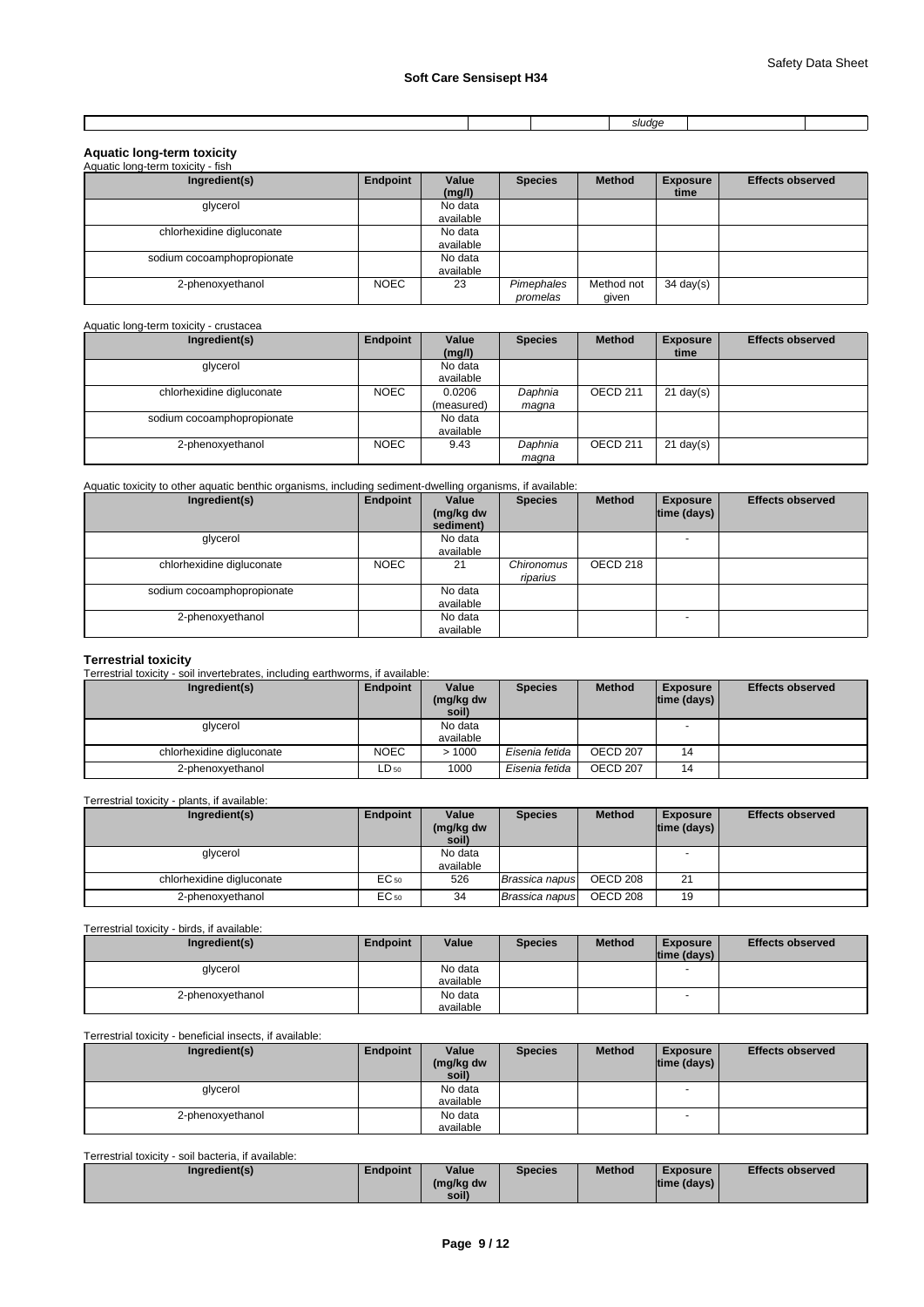| | | | sludge | | |
|---|---|---|---|---|---|

**Aquatic long-term toxicity**

Aquatic long-term toxicity - fish

| Ingredient(s) | Endpoint | Value (mg/l) | Species | Method | Exposure time | Effects observed |
|---|---|---|---|---|---|---|
| glycerol | | No data available | | | | |
| chlorhexidine digluconate | | No data available | | | | |
| sodium cocoamphopropionate | | No data available | | | | |
| 2-phenoxyethanol | NOEC | 23 | *Pimephales promelas* | Method not given | 34 day(s) | |

Aquatic long-term toxicity - crustacea

| Ingredient(s) | Endpoint | Value (mg/l) | Species | Method | Exposure time | Effects observed |
|---|---|---|---|---|---|---|
| glycerol | | No data available | | | | |
| chlorhexidine digluconate | NOEC | 0.0206 (measured) | *Daphnia magna* | OECD 211 | 21 day(s) | |
| sodium cocoamphopropionate | | No data available | | | | |
| 2-phenoxyethanol | NOEC | 9.43 | *Daphnia magna* | OECD 211 | 21 day(s) | |

Aquatic toxicity to other aquatic benthic organisms, including sediment-dwelling organisms, if available:

| Ingredient(s) | Endpoint | Value (mg/kg dw sediment) | Species | Method | Exposure time (days) | Effects observed |
|---|---|---|---|---|---|---|
| glycerol | | No data available | | | - | |
| chlorhexidine digluconate | NOEC | 21 | *Chironomus riparius* | OECD 218 | | |
| sodium cocoamphopropionate | | No data available | | | | |
| 2-phenoxyethanol | | No data available | | | - | |

**Terrestrial toxicity**

Terrestrial toxicity - soil invertebrates, including earthworms, if available:

| Ingredient(s) | Endpoint | Value (mg/kg dw soil) | Species | Method | Exposure time (days) | Effects observed |
|---|---|---|---|---|---|---|
| glycerol | | No data available | | | - | |
| chlorhexidine digluconate | NOEC | > 1000 | *Eisenia fetida* | OECD 207 | 14 | |
| 2-phenoxyethanol | $LD_{50}$ | 1000 | *Eisenia fetida* | OECD 207 | 14 | |

Terrestrial toxicity - plants, if available:

| Ingredient(s) | Endpoint | Value (mg/kg dw soil) | Species | Method | Exposure time (days) | Effects observed |
|---|---|---|---|---|---|---|
| glycerol | | No data available | | | - | |
| chlorhexidine digluconate | $EC_{50}$ | 526 | *Brassica napus* | OECD 208 | 21 | |
| 2-phenoxyethanol | $EC_{50}$ | 34 | *Brassica napus* | OECD 208 | 19 | |

Terrestrial toxicity - birds, if available:

| Ingredient(s) | Endpoint | Value | Species | Method | Exposure time (days) | Effects observed |
|---|---|---|---|---|---|---|
| glycerol | | No data available | | | - | |
| 2-phenoxyethanol | | No data available | | | - | |

Terrestrial toxicity - beneficial insects, if available:

| Ingredient(s) | Endpoint | Value (mg/kg dw soil) | Species | Method | Exposure time (days) | Effects observed |
|---|---|---|---|---|---|---|
| glycerol | | No data available | | | - | |
| 2-phenoxyethanol | | No data available | | | - | |

Terrestrial toxicity - soil bacteria, if available:

| Ingredient(s) | Endpoint | Value (mg/kg dw soil) | Species | Method | Exposure time (days) | Effects observed |
|---|---|---|---|---|---|---|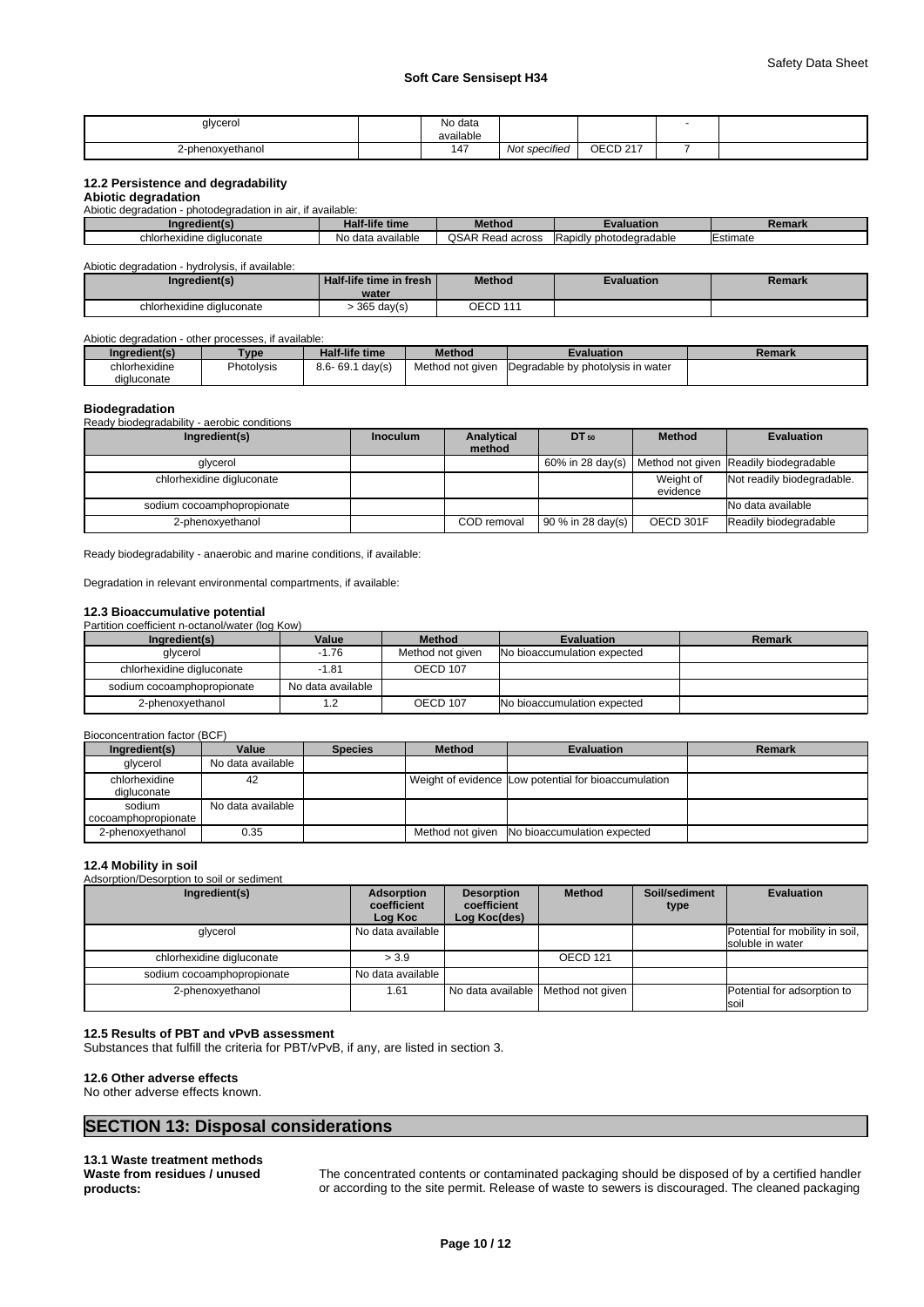| glycerol | | No data available | | | - | |
|---|---|---|---|---|---|---|
| 2-phenoxyethanol | | 147 | *Not specified* | OECD 217 | 7 | |

### 12.2 Persistence and degradability

**Abiotic degradation**

Abiotic degradation - photodegradation in air, if available:

| Ingredient(s) | Half-life time | Method | Evaluation | Remark |
|---|---|---|---|---|
| chlorhexidine digluconate | No data available | QSAR Read across | Rapidly photodegradable | Estimate |

Abiotic degradation - hydrolysis, if available:

| Ingredient(s) | Half-life time in fresh water | Method | Evaluation | Remark |
|---|---|---|---|---|
| chlorhexidine digluconate | > 365 day(s) | OECD 111 | | |

Abiotic degradation - other processes, if available:

| Ingredient(s) | Type | Half-life time | Method | Evaluation | Remark |
|---|---|---|---|---|---|
| chlorhexidine digluconate | Photolysis | 8.6- 69.1 day(s) | Method not given | Degradable by photolysis in water | |

**Biodegradation**

Ready biodegradability - aerobic conditions

| Ingredient(s) | Inoculum | Analytical method | $DT_{50}$ | Method | Evaluation |
|---|---|---|---|---|---|
| glycerol | | | 60% in 28 day(s) | Method not given | Readily biodegradable |
| chlorhexidine digluconate | | | | Weight of evidence | Not readily biodegradable. |
| sodium cocoamphopropionate | | | | | No data available |
| 2-phenoxyethanol | | COD removal | 90 % in 28 day(s) | OECD 301F | Readily biodegradable |

Ready biodegradability - anaerobic and marine conditions, if available:

Degradation in relevant environmental compartments, if available:

### 12.3 Bioaccumulative potential

Partition coefficient n-octanol/water (log Kow)

| Ingredient(s) | Value | Method | Evaluation | Remark |
|---|---|---|---|---|
| glycerol | -1.76 | Method not given | No bioaccumulation expected | |
| chlorhexidine digluconate | -1.81 | OECD 107 | | |
| sodium cocoamphopropionate | No data available | | | |
| 2-phenoxyethanol | 1.2 | OECD 107 | No bioaccumulation expected | |

Bioconcentration factor (BCF)

| Ingredient(s) | Value | Species | Method | Evaluation | Remark |
|---|---|---|---|---|---|
| glycerol | No data available | | | | |
| chlorhexidine digluconate | 42 | | Weight of evidence | Low potential for bioaccumulation | |
| sodium cocoamphopropionate | No data available | | | | |
| 2-phenoxyethanol | 0.35 | | Method not given | No bioaccumulation expected | |

### 12.4 Mobility in soil

Adsorption/Desorption to soil or sediment

| Ingredient(s) | Adsorption coefficient Log Koc | Desorption coefficient Log Koc(des) | Method | Soil/sediment type | Evaluation |
|---|---|---|---|---|---|
| glycerol | No data available | | | | Potential for mobility in soil, soluble in water |
| chlorhexidine digluconate | > 3.9 | | OECD 121 | | |
| sodium cocoamphopropionate | No data available | | | | |
| 2-phenoxyethanol | 1.61 | No data available | Method not given | | Potential for adsorption to soil |

### 12.5 Results of PBT and vPvB assessment

Substances that fulfill the criteria for PBT/vPvB, if any, are listed in section 3.

### 12.6 Other adverse effects

No other adverse effects known.

## SECTION 13: Disposal considerations

### 13.1 Waste treatment methods

**Waste from residues / unused products:** The concentrated contents or contaminated packaging should be disposed of by a certified handler or according to the site permit. Release of waste to sewers is discouraged. The cleaned packaging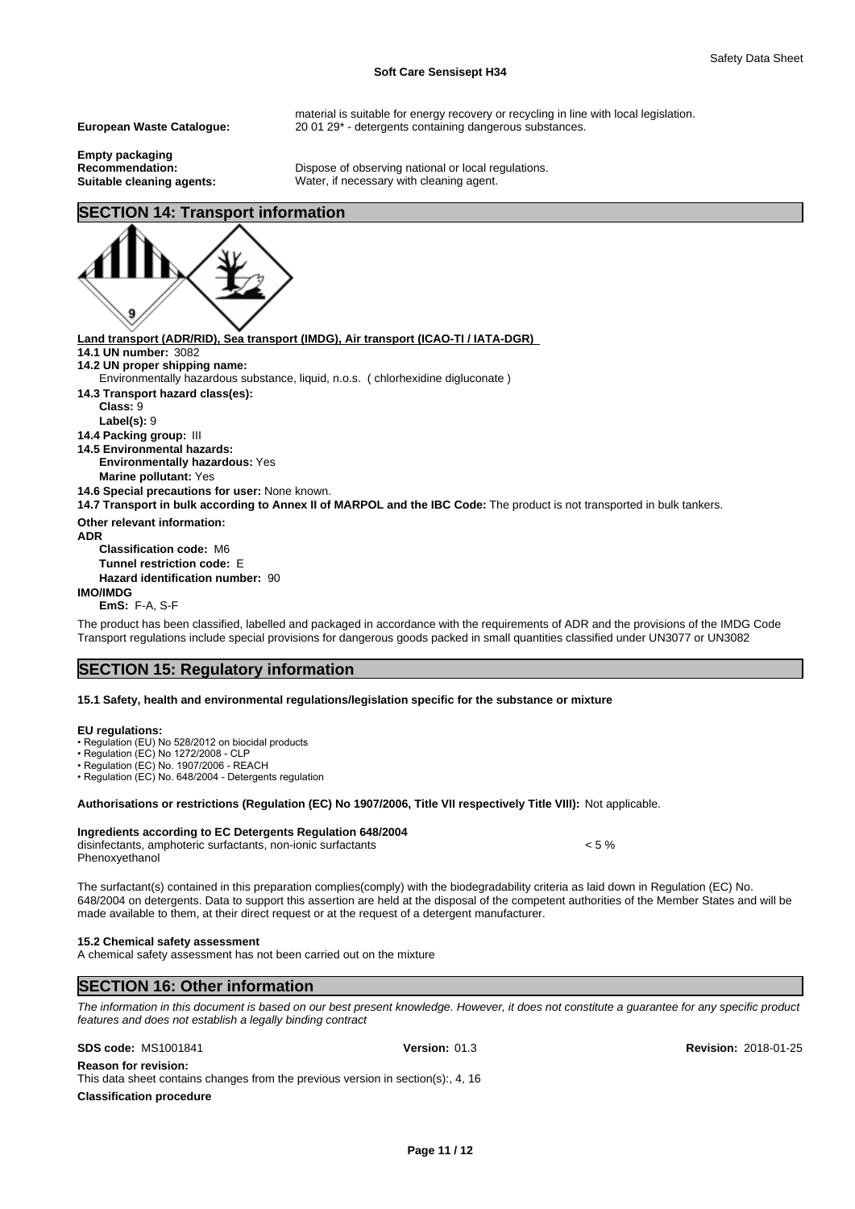material is suitable for energy recovery or recycling in line with local legislation.

**European Waste Catalogue:** 20 01 29* - detergents containing dangerous substances.

**Empty packaging**

**Recommendation:** Dispose of observing national or local regulations.

**Suitable cleaning agents:** Water, if necessary with cleaning agent.

## SECTION 14: Transport information

**Land transport (ADR/RID), Sea transport (IMDG), Air transport (ICAO-TI / IATA-DGR)**

**14.1 UN number:** 3082

**14.2 UN proper shipping name:**
Environmentally hazardous substance, liquid, n.o.s. ( chlorhexidine digluconate )

**14.3 Transport hazard class(es):**
**Class:** 9
**Label(s):** 9

**14.4 Packing group:** III

**14.5 Environmental hazards:**
**Environmentally hazardous:** Yes
**Marine pollutant:** Yes

**14.6 Special precautions for user:** None known.

**14.7 Transport in bulk according to Annex II of MARPOL and the IBC Code:** The product is not transported in bulk tankers.

**Other relevant information:**

**ADR**
**Classification code:** M6
**Tunnel restriction code:** E
**Hazard identification number:** 90

**IMO/IMDG**
**EmS:** F-A, S-F

The product has been classified, labelled and packaged in accordance with the requirements of ADR and the provisions of the IMDG Code
Transport regulations include special provisions for dangerous goods packed in small quantities classified under UN3077 or UN3082

## SECTION 15: Regulatory information

**15.1 Safety, health and environmental regulations/legislation specific for the substance or mixture**

**EU regulations:**
- Regulation (EU) No 528/2012 on biocidal products
- Regulation (EC) No 1272/2008 - CLP
- Regulation (EC) No. 1907/2006 - REACH
- Regulation (EC) No. 648/2004 - Detergents regulation

**Authorisations or restrictions (Regulation (EC) No 1907/2006, Title VII respectively Title VIII):** Not applicable.

**Ingredients according to EC Detergents Regulation 648/2004**

| | |
|---|---|
| disinfectants, amphoteric surfactants, non-ionic surfactants | < 5 % |
| Phenoxyethanol | |

The surfactant(s) contained in this preparation complies(comply) with the biodegradability criteria as laid down in Regulation (EC) No. 648/2004 on detergents. Data to support this assertion are held at the disposal of the competent authorities of the Member States and will be made available to them, at their direct request or at the request of a detergent manufacturer.

**15.2 Chemical safety assessment**
A chemical safety assessment has not been carried out on the mixture

## SECTION 16: Other information

*The information in this document is based on our best present knowledge. However, it does not constitute a guarantee for any specific product features and does not establish a legally binding contract*

**SDS code:** MS1001841 **Version:** 01.3 **Revision:** 2018-01-25

**Reason for revision:**
This data sheet contains changes from the previous version in section(s):, 4, 16

**Classification procedure**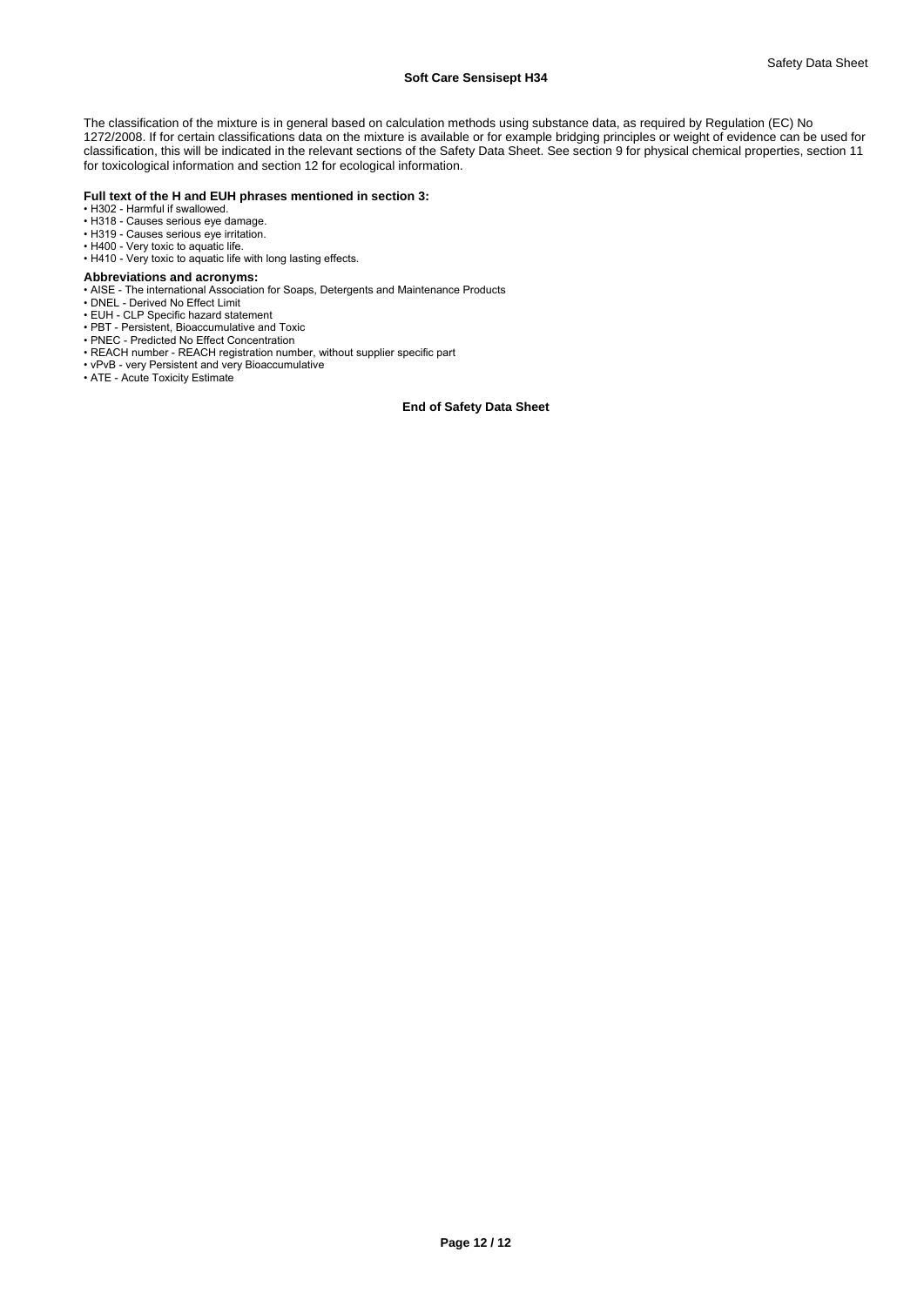The classification of the mixture is in general based on calculation methods using substance data, as required by Regulation (EC) No 1272/2008. If for certain classifications data on the mixture is available or for example bridging principles or weight of evidence can be used for classification, this will be indicated in the relevant sections of the Safety Data Sheet. See section 9 for physical chemical properties, section 11 for toxicological information and section 12 for ecological information.

**Full text of the H and EUH phrases mentioned in section 3:**

- H302 - Harmful if swallowed.
- H318 - Causes serious eye damage.
- H319 - Causes serious eye irritation.
- H400 - Very toxic to aquatic life.
- H410 - Very toxic to aquatic life with long lasting effects.

**Abbreviations and acronyms:**

- AISE - The international Association for Soaps, Detergents and Maintenance Products
- DNEL - Derived No Effect Limit
- EUH - CLP Specific hazard statement
- PBT - Persistent, Bioaccumulative and Toxic
- PNEC - Predicted No Effect Concentration
- REACH number - REACH registration number, without supplier specific part
- vPvB - very Persistent and very Bioaccumulative
- ATE - Acute Toxicity Estimate

**End of Safety Data Sheet**